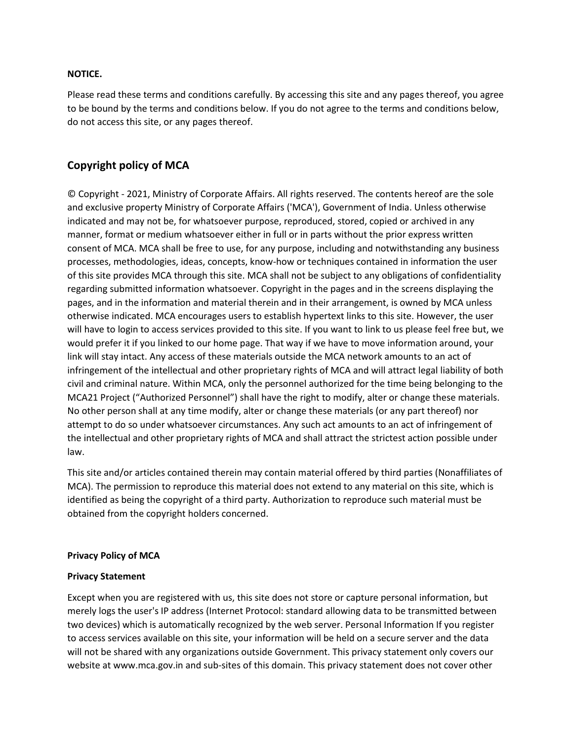**NOTICE.**

Please read these terms and conditions carefully. By accessing this site and any pages thereof, you agree to be bound by the terms and conditions below. If you do not agree to the terms and conditions below, do not access this site, or any pages thereof.

## Copyright policy of MCA

© Copyright - 2021, Ministry of Corporate Affairs. All rights reserved. The contents hereof are the sole and exclusive property Ministry of Corporate Affairs ('MCA'), Government of India. Unless otherwise indicated and may not be, for whatsoever purpose, reproduced, stored, copied or archived in any manner, format or medium whatsoever either in full or in parts without the prior express written consent of MCA. MCA shall be free to use, for any purpose, including and notwithstanding any business processes, methodologies, ideas, concepts, know-how or techniques contained in information the user of this site provides MCA through this site. MCA shall not be subject to any obligations of confidentiality regarding submitted information whatsoever. Copyright in the pages and in the screens displaying the pages, and in the information and material therein and in their arrangement, is owned by MCA unless otherwise indicated. MCA encourages users to establish hypertext links to this site. However, the user will have to login to access services provided to this site. If you want to link to us please feel free but, we would prefer it if you linked to our home page. That way if we have to move information around, your link will stay intact. Any access of these materials outside the MCA network amounts to an act of infringement of the intellectual and other proprietary rights of MCA and will attract legal liability of both civil and criminal nature. Within MCA, only the personnel authorized for the time being belonging to the MCA21 Project ("Authorized Personnel") shall have the right to modify, alter or change these materials. No other person shall at any time modify, alter or change these materials (or any part thereof) nor attempt to do so under whatsoever circumstances. Any such act amounts to an act of infringement of the intellectual and other proprietary rights of MCA and shall attract the strictest action possible under law.

This site and/or articles contained therein may contain material offered by third parties (Nonaffiliates of MCA). The permission to reproduce this material does not extend to any material on this site, which is identified as being the copyright of a third party. Authorization to reproduce such material must be obtained from the copyright holders concerned.

**Privacy Policy of MCA**

**Privacy Statement**

Except when you are registered with us, this site does not store or capture personal information, but merely logs the user's IP address (Internet Protocol: standard allowing data to be transmitted between two devices) which is automatically recognized by the web server. Personal Information If you register to access services available on this site, your information will be held on a secure server and the data will not be shared with any organizations outside Government. This privacy statement only covers our website at www.mca.gov.in and sub-sites of this domain. This privacy statement does not cover other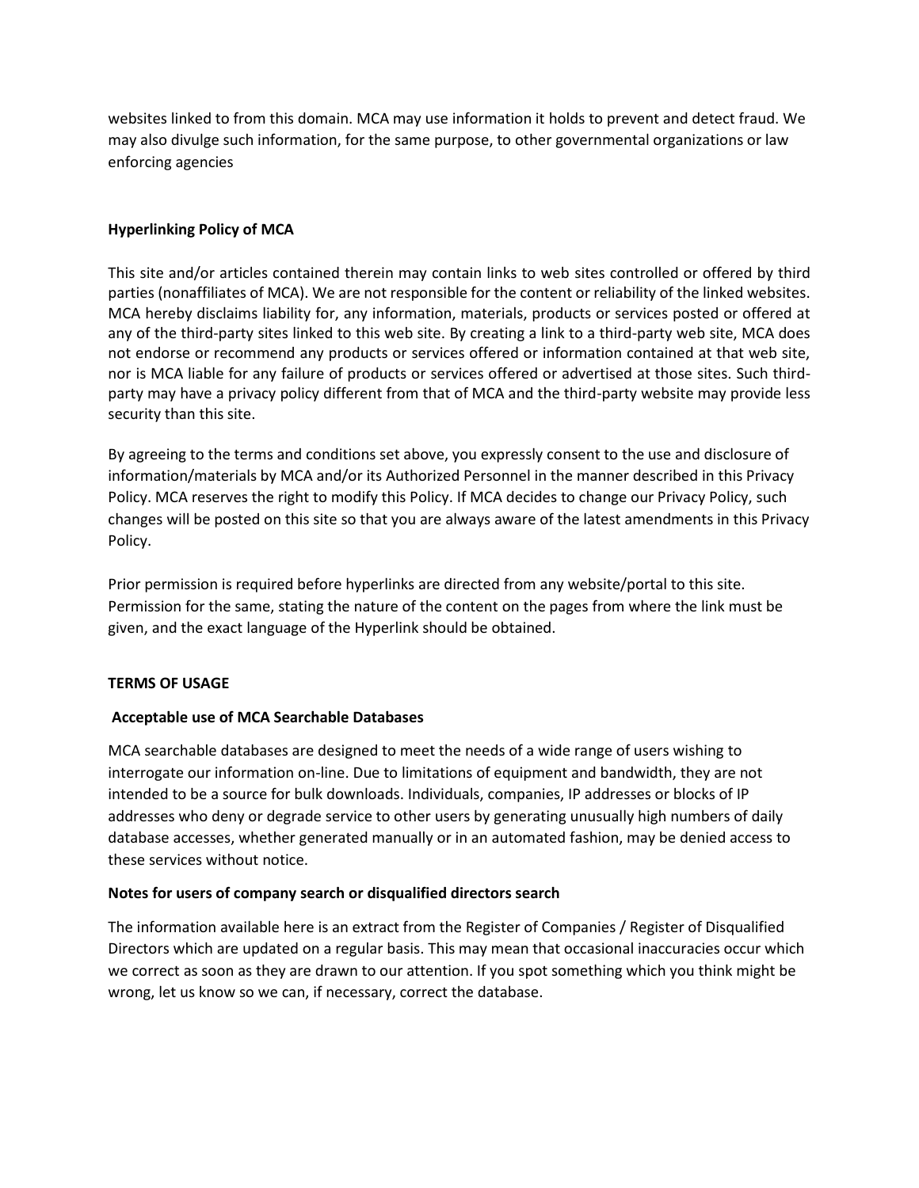websites linked to from this domain. MCA may use information it holds to prevent and detect fraud. We may also divulge such information, for the same purpose, to other governmental organizations or law enforcing agencies

**Hyperlinking Policy of MCA**

This site and/or articles contained therein may contain links to web sites controlled or offered by third parties (nonaffiliates of MCA). We are not responsible for the content or reliability of the linked websites. MCA hereby disclaims liability for, any information, materials, products or services posted or offered at any of the third-party sites linked to this web site. By creating a link to a third-party web site, MCA does not endorse or recommend any products or services offered or information contained at that web site, nor is MCA liable for any failure of products or services offered or advertised at those sites. Such third-party may have a privacy policy different from that of MCA and the third-party website may provide less security than this site.

By agreeing to the terms and conditions set above, you expressly consent to the use and disclosure of information/materials by MCA and/or its Authorized Personnel in the manner described in this Privacy Policy. MCA reserves the right to modify this Policy. If MCA decides to change our Privacy Policy, such changes will be posted on this site so that you are always aware of the latest amendments in this Privacy Policy.

Prior permission is required before hyperlinks are directed from any website/portal to this site. Permission for the same, stating the nature of the content on the pages from where the link must be given, and the exact language of the Hyperlink should be obtained.

**TERMS OF USAGE**

**Acceptable use of MCA Searchable Databases**

MCA searchable databases are designed to meet the needs of a wide range of users wishing to interrogate our information on-line. Due to limitations of equipment and bandwidth, they are not intended to be a source for bulk downloads. Individuals, companies, IP addresses or blocks of IP addresses who deny or degrade service to other users by generating unusually high numbers of daily database accesses, whether generated manually or in an automated fashion, may be denied access to these services without notice.

**Notes for users of company search or disqualified directors search**

The information available here is an extract from the Register of Companies / Register of Disqualified Directors which are updated on a regular basis. This may mean that occasional inaccuracies occur which we correct as soon as they are drawn to our attention. If you spot something which you think might be wrong, let us know so we can, if necessary, correct the database.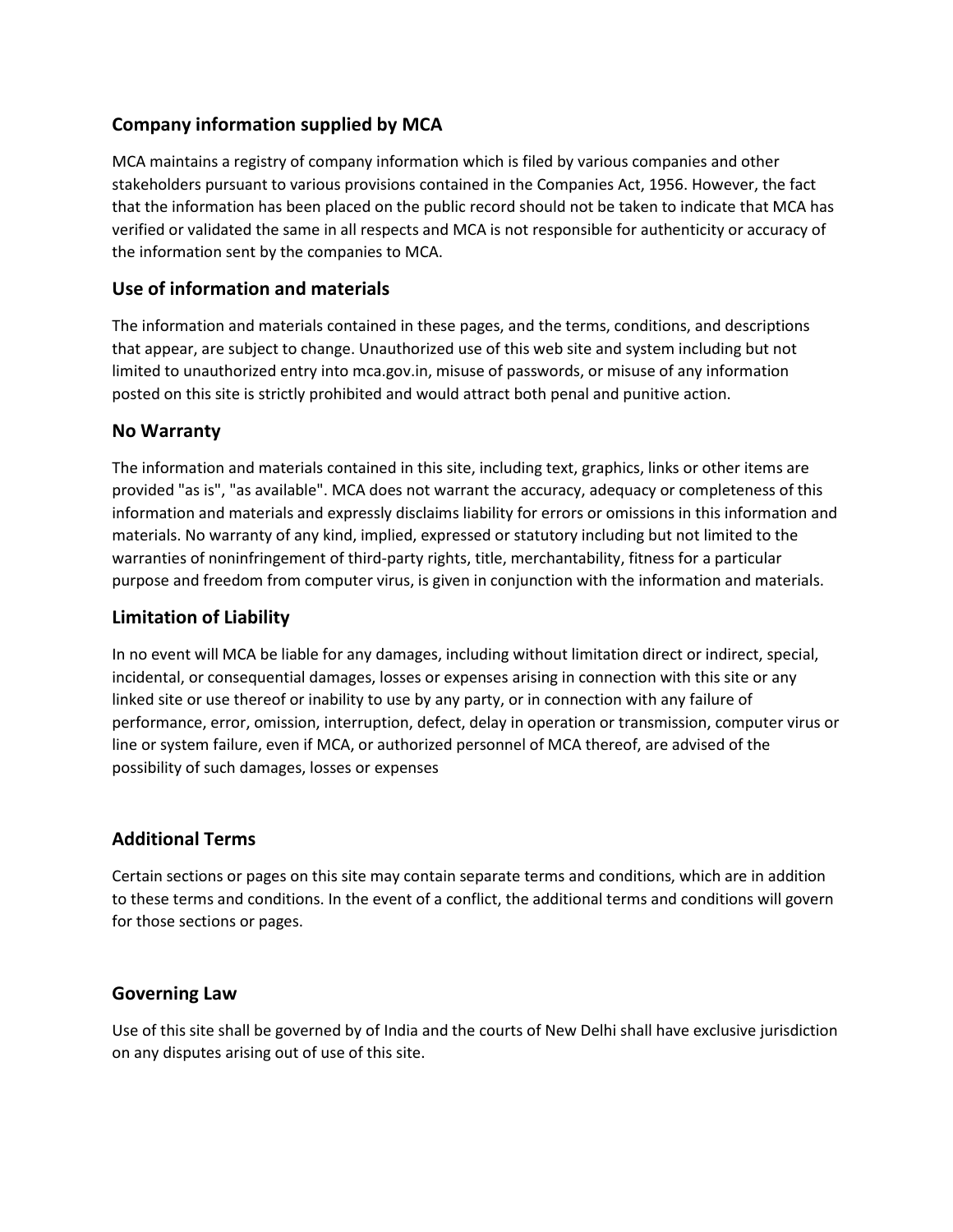## Company information supplied by MCA

MCA maintains a registry of company information which is filed by various companies and other stakeholders pursuant to various provisions contained in the Companies Act, 1956. However, the fact that the information has been placed on the public record should not be taken to indicate that MCA has verified or validated the same in all respects and MCA is not responsible for authenticity or accuracy of the information sent by the companies to MCA.

## Use of information and materials

The information and materials contained in these pages, and the terms, conditions, and descriptions that appear, are subject to change. Unauthorized use of this web site and system including but not limited to unauthorized entry into mca.gov.in, misuse of passwords, or misuse of any information posted on this site is strictly prohibited and would attract both penal and punitive action.

## No Warranty

The information and materials contained in this site, including text, graphics, links or other items are provided "as is", "as available". MCA does not warrant the accuracy, adequacy or completeness of this information and materials and expressly disclaims liability for errors or omissions in this information and materials. No warranty of any kind, implied, expressed or statutory including but not limited to the warranties of noninfringement of third-party rights, title, merchantability, fitness for a particular purpose and freedom from computer virus, is given in conjunction with the information and materials.

## Limitation of Liability

In no event will MCA be liable for any damages, including without limitation direct or indirect, special, incidental, or consequential damages, losses or expenses arising in connection with this site or any linked site or use thereof or inability to use by any party, or in connection with any failure of performance, error, omission, interruption, defect, delay in operation or transmission, computer virus or line or system failure, even if MCA, or authorized personnel of MCA thereof, are advised of the possibility of such damages, losses or expenses

## Additional Terms

Certain sections or pages on this site may contain separate terms and conditions, which are in addition to these terms and conditions. In the event of a conflict, the additional terms and conditions will govern for those sections or pages.

## Governing Law

Use of this site shall be governed by of India and the courts of New Delhi shall have exclusive jurisdiction on any disputes arising out of use of this site.